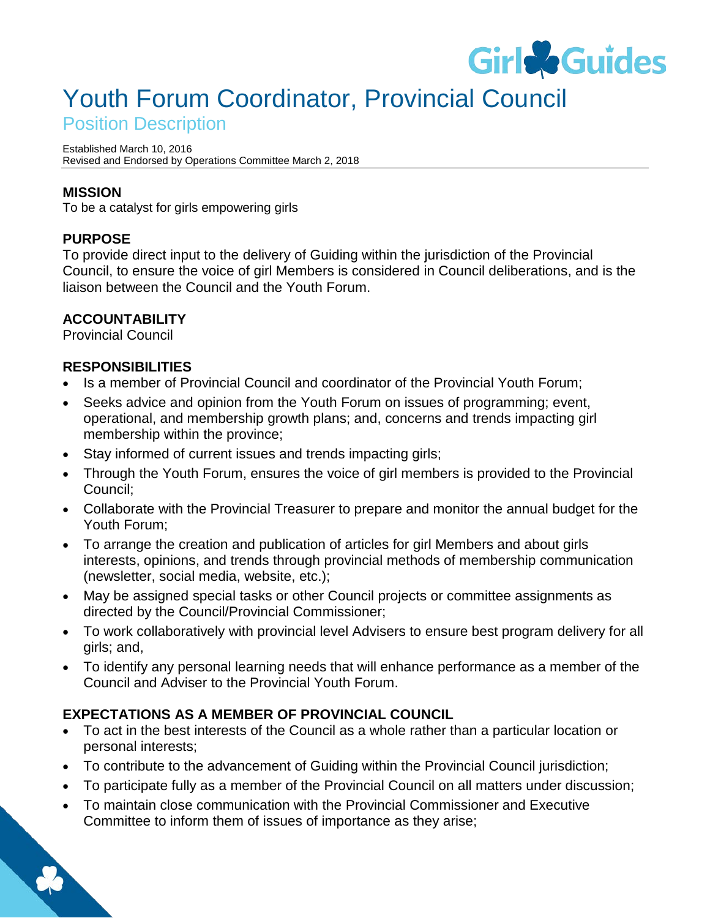# Youth Forum Coordinator, Provincial Council

## Position Description

Established March 10, 2016
Revised and Endorsed by Operations Committee March 2, 2018

### MISSION

To be a catalyst for girls empowering girls

### PURPOSE

To provide direct input to the delivery of Guiding within the jurisdiction of the Provincial Council, to ensure the voice of girl Members is considered in Council deliberations, and is the liaison between the Council and the Youth Forum.

### ACCOUNTABILITY

Provincial Council

### RESPONSIBILITIES

- Is a member of Provincial Council and coordinator of the Provincial Youth Forum;
- Seeks advice and opinion from the Youth Forum on issues of programming; event, operational, and membership growth plans; and, concerns and trends impacting girl membership within the province;
- Stay informed of current issues and trends impacting girls;
- Through the Youth Forum, ensures the voice of girl members is provided to the Provincial Council;
- Collaborate with the Provincial Treasurer to prepare and monitor the annual budget for the Youth Forum;
- To arrange the creation and publication of articles for girl Members and about girls interests, opinions, and trends through provincial methods of membership communication (newsletter, social media, website, etc.);
- May be assigned special tasks or other Council projects or committee assignments as directed by the Council/Provincial Commissioner;
- To work collaboratively with provincial level Advisers to ensure best program delivery for all girls; and,
- To identify any personal learning needs that will enhance performance as a member of the Council and Adviser to the Provincial Youth Forum.

### EXPECTATIONS AS A MEMBER OF PROVINCIAL COUNCIL

- To act in the best interests of the Council as a whole rather than a particular location or personal interests;
- To contribute to the advancement of Guiding within the Provincial Council jurisdiction;
- To participate fully as a member of the Provincial Council on all matters under discussion;
- To maintain close communication with the Provincial Commissioner and Executive Committee to inform them of issues of importance as they arise;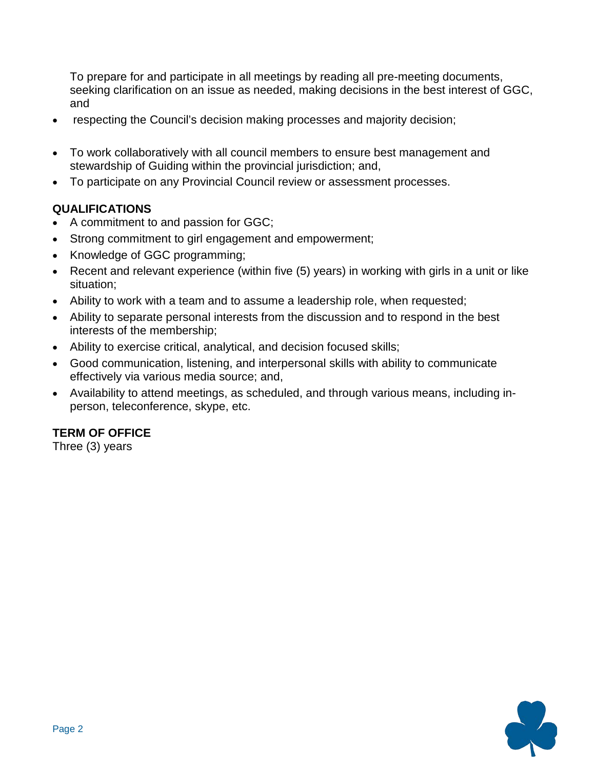To prepare for and participate in all meetings by reading all pre-meeting documents, seeking clarification on an issue as needed, making decisions in the best interest of GGC, and

- respecting the Council's decision making processes and majority decision;

- To work collaboratively with all council members to ensure best management and stewardship of Guiding within the provincial jurisdiction; and,
- To participate on any Provincial Council review or assessment processes.

**QUALIFICATIONS**

- A commitment to and passion for GGC;
- Strong commitment to girl engagement and empowerment;
- Knowledge of GGC programming;
- Recent and relevant experience (within five (5) years) in working with girls in a unit or like situation;
- Ability to work with a team and to assume a leadership role, when requested;
- Ability to separate personal interests from the discussion and to respond in the best interests of the membership;
- Ability to exercise critical, analytical, and decision focused skills;
- Good communication, listening, and interpersonal skills with ability to communicate effectively via various media source; and,
- Availability to attend meetings, as scheduled, and through various means, including in-person, teleconference, skype, etc.

**TERM OF OFFICE**

Three (3) years